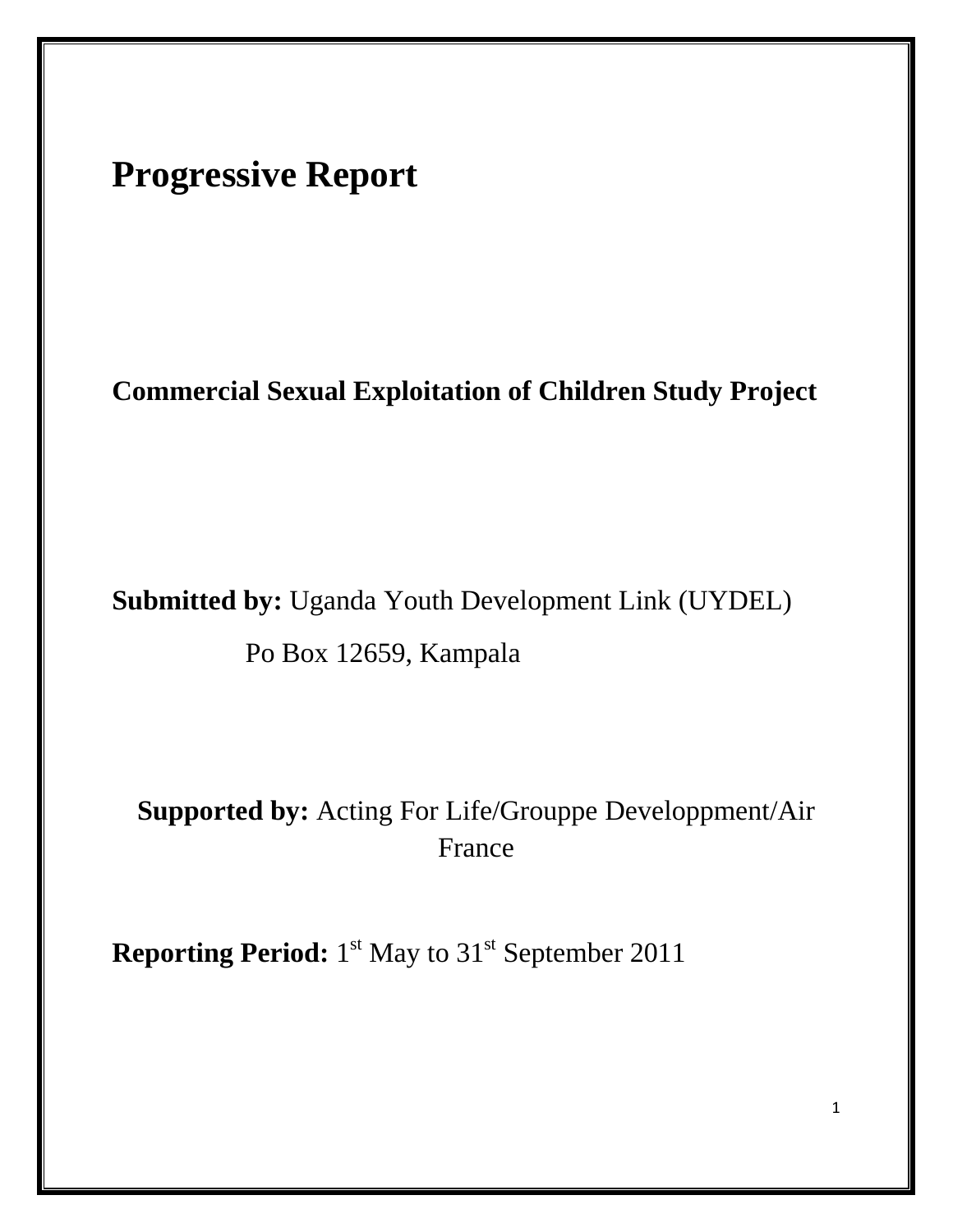# Progressive Report

## Commercial Sexual Exploitation of Children Study Project

**Submitted by:** Uganda Youth Development Link (UYDEL)

Po Box 12659, Kampala

**Supported by:** Acting For Life/Grouppe Developpment/Air France

**Reporting Period:** 1st May to 31st September 2011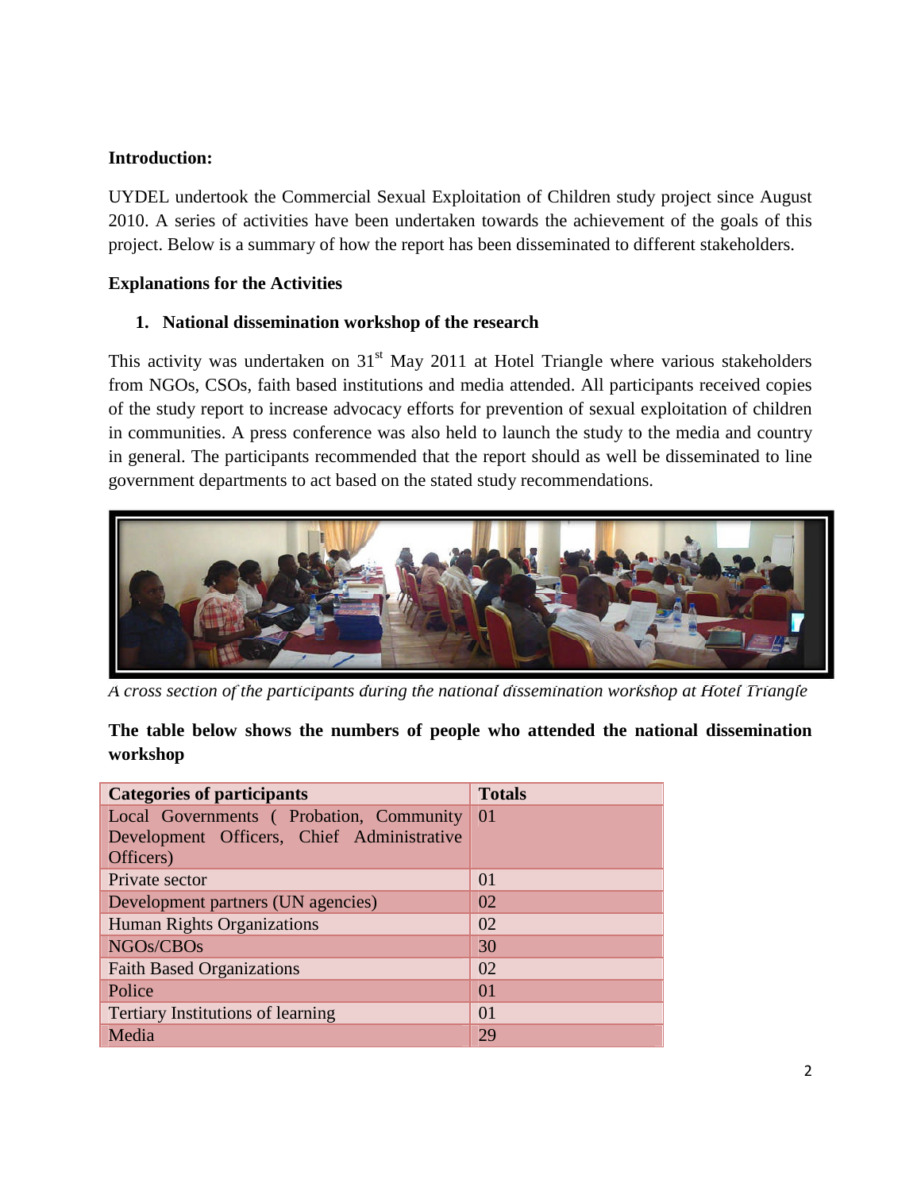**Introduction:**

UYDEL undertook the Commercial Sexual Exploitation of Children study project since August 2010. A series of activities have been undertaken towards the achievement of the goals of this project. Below is a summary of how the report has been disseminated to different stakeholders.

**Explanations for the Activities**

1. **National dissemination workshop of the research**

This activity was undertaken on 31[st] May 2011 at Hotel Triangle where various stakeholders from NGOs, CSOs, faith based institutions and media attended. All participants received copies of the study report to increase advocacy efforts for prevention of sexual exploitation of children in communities. A press conference was also held to launch the study to the media and country in general. The participants recommended that the report should as well be disseminated to line government departments to act based on the stated study recommendations.

*A cross section of the participants during the national dissemination workshop at Hotel Triangle*

**The table below shows the numbers of people who attended the national dissemination workshop**

| Categories of participants | Totals |
|---|---|
| Local Governments ( Probation, Community Development Officers, Chief Administrative Officers) | 01 |
| Private sector | 01 |
| Development partners (UN agencies) | 02 |
| Human Rights Organizations | 02 |
| NGOs/CBOs | 30 |
| Faith Based Organizations | 02 |
| Police | 01 |
| Tertiary Institutions of learning | 01 |
| Media | 29 |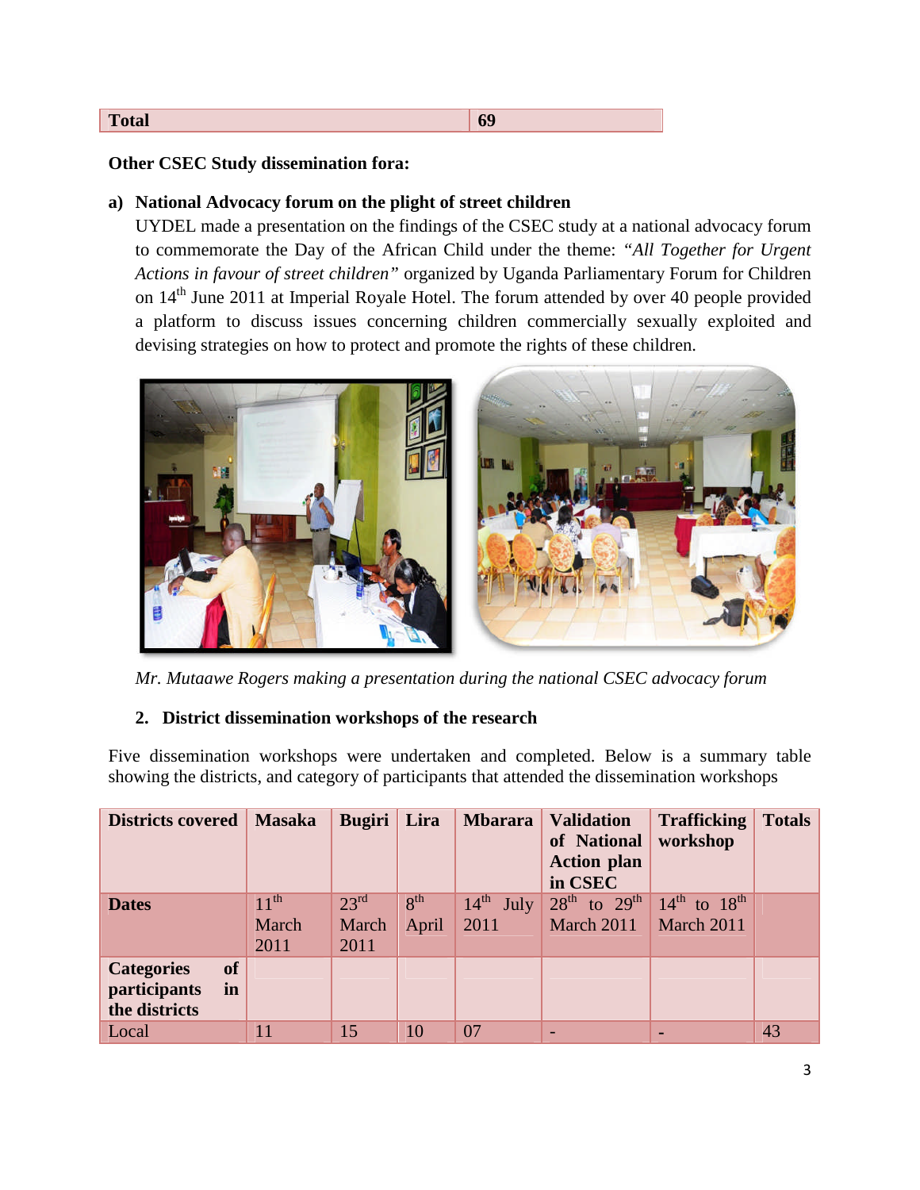| Total | 69 |
|---|---|

**Other CSEC Study dissemination fora:**

**a) National Advocacy forum on the plight of street children**

UYDEL made a presentation on the findings of the CSEC study at a national advocacy forum to commemorate the Day of the African Child under the theme: *"All Together for Urgent Actions in favour of street children"* organized by Uganda Parliamentary Forum for Children on 14th June 2011 at Imperial Royale Hotel. The forum attended by over 40 people provided a platform to discuss issues concerning children commercially sexually exploited and devising strategies on how to protect and promote the rights of these children.

*Mr. Mutaawe Rogers making a presentation during the national CSEC advocacy forum*

**2. District dissemination workshops of the research**

Five dissemination workshops were undertaken and completed. Below is a summary table showing the districts, and category of participants that attended the dissemination workshops

| Districts covered | Masaka | Bugiri | Lira | Mbarara | Validation of National Action plan in CSEC | Trafficking workshop | Totals |
|---|---|---|---|---|---|---|---|
| **Dates** | 11th March 2011 | 23rd March 2011 | 8th April | 14th July 2011 | 28th to 29th March 2011 | 14th to 18th March 2011 | |
| **Categories of participants in the districts** | | | | | | | |
| Local | 11 | 15 | 10 | 07 | - | - | 43 |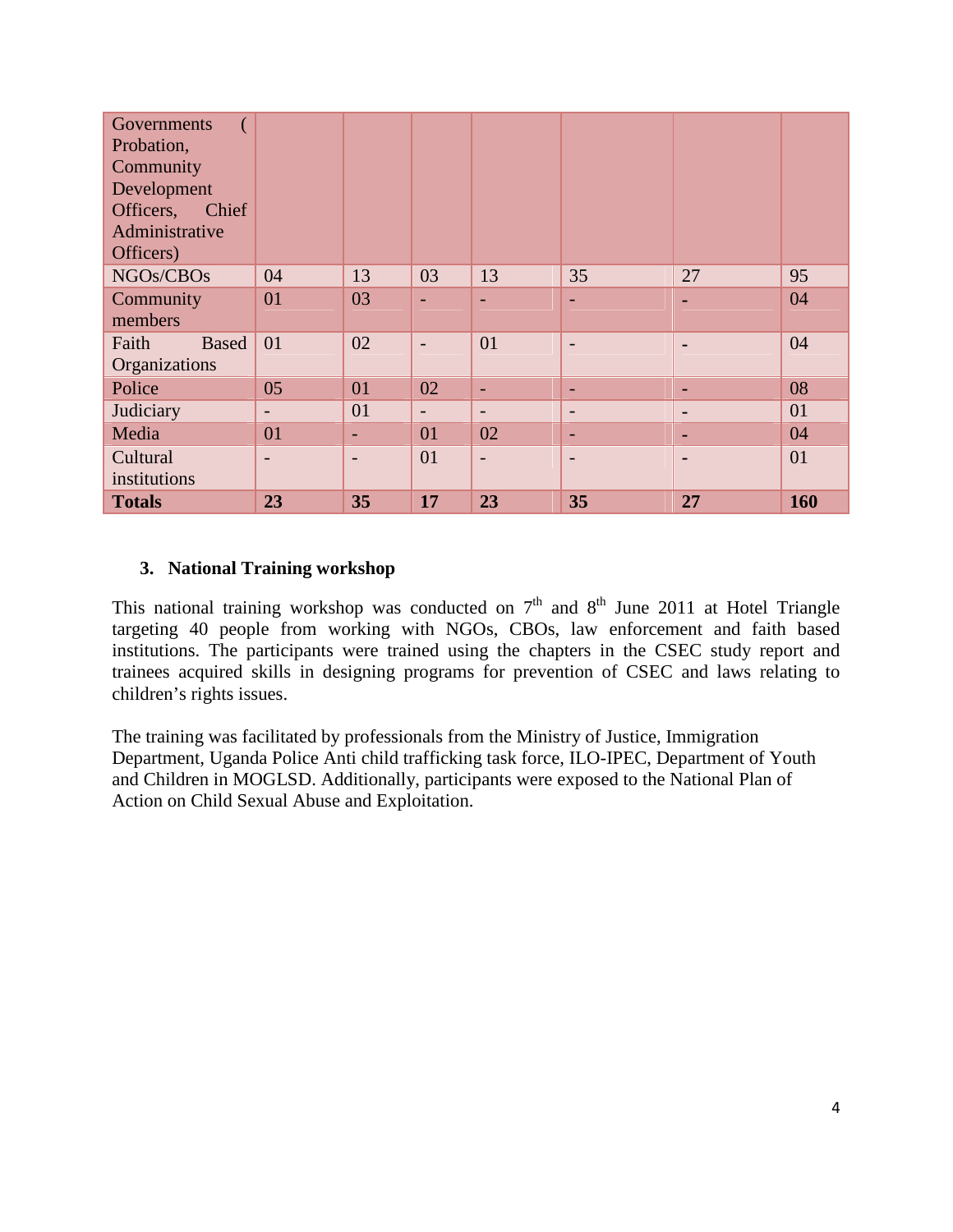| | | | | | | | |
|---|---|---|---|---|---|---|---|
| Governments ( Probation, Community Development Officers, Chief Administrative Officers) | | | | | | | |
| NGOs/CBOs | 04 | 13 | 03 | 13 | 35 | 27 | 95 |
| Community members | 01 | 03 | - | - | - | - | 04 |
| Faith Based Organizations | 01 | 02 | - | 01 | - | - | 04 |
| Police | 05 | 01 | 02 | - | - | - | 08 |
| Judiciary | - | 01 | - | - | - | - | 01 |
| Media | 01 | - | 01 | 02 | - | - | 04 |
| Cultural institutions | - | - | 01 | - | - | - | 01 |
| **Totals** | **23** | **35** | **17** | **23** | **35** | **27** | **160** |

### 3. National Training workshop

This national training workshop was conducted on 7th and 8th June 2011 at Hotel Triangle targeting 40 people from working with NGOs, CBOs, law enforcement and faith based institutions. The participants were trained using the chapters in the CSEC study report and trainees acquired skills in designing programs for prevention of CSEC and laws relating to children's rights issues.

The training was facilitated by professionals from the Ministry of Justice, Immigration Department, Uganda Police Anti child trafficking task force, ILO-IPEC, Department of Youth and Children in MOGLSD. Additionally, participants were exposed to the National Plan of Action on Child Sexual Abuse and Exploitation.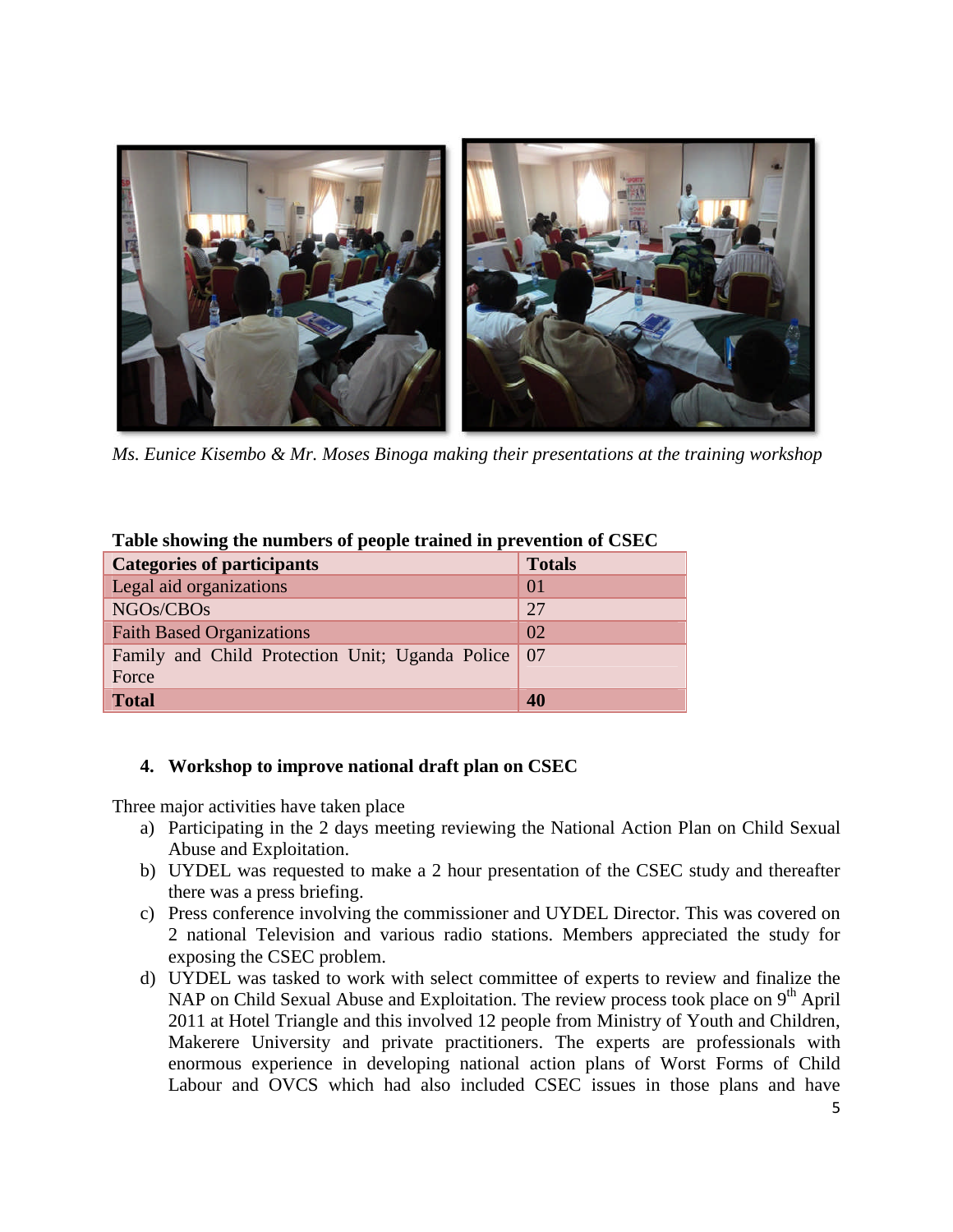*Ms. Eunice Kisembo & Mr. Moses Binoga making their presentations at the training workshop*

**Table showing the numbers of people trained in prevention of CSEC**

| Categories of participants | Totals |
|---|---|
| Legal aid organizations | 01 |
| NGOs/CBOs | 27 |
| Faith Based Organizations | 02 |
| Family and Child Protection Unit; Uganda Police Force | 07 |
| **Total** | **40** |

#### 4. Workshop to improve national draft plan on CSEC

Three major activities have taken place

a) Participating in the 2 days meeting reviewing the National Action Plan on Child Sexual Abuse and Exploitation.
b) UYDEL was requested to make a 2 hour presentation of the CSEC study and thereafter there was a press briefing.
c) Press conference involving the commissioner and UYDEL Director. This was covered on 2 national Television and various radio stations. Members appreciated the study for exposing the CSEC problem.
d) UYDEL was tasked to work with select committee of experts to review and finalize the NAP on Child Sexual Abuse and Exploitation. The review process took place on 9th April 2011 at Hotel Triangle and this involved 12 people from Ministry of Youth and Children, Makerere University and private practitioners. The experts are professionals with enormous experience in developing national action plans of Worst Forms of Child Labour and OVCS which had also included CSEC issues in those plans and have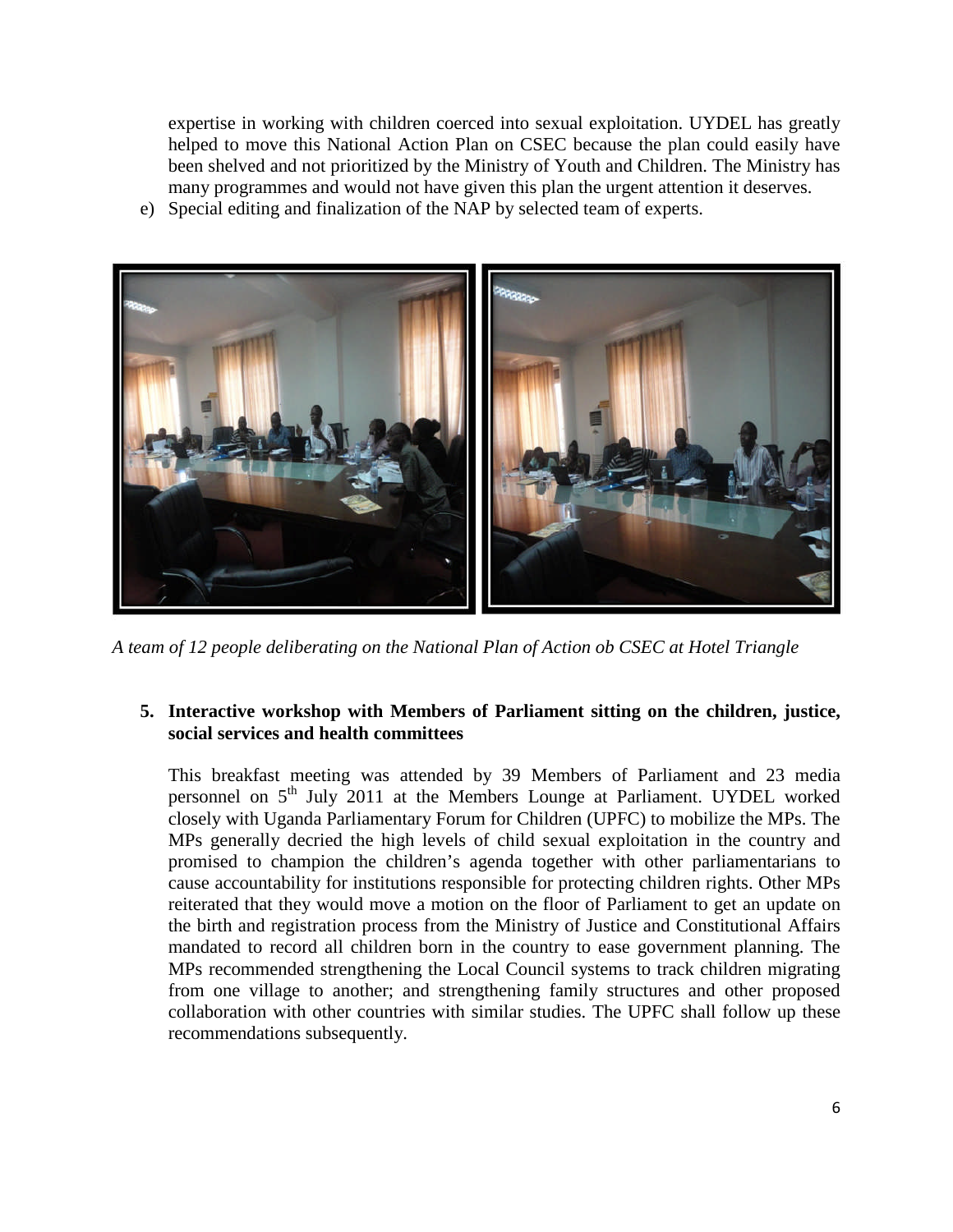expertise in working with children coerced into sexual exploitation. UYDEL has greatly helped to move this National Action Plan on CSEC because the plan could easily have been shelved and not prioritized by the Ministry of Youth and Children. The Ministry has many programmes and would not have given this plan the urgent attention it deserves.

e) Special editing and finalization of the NAP by selected team of experts.

*A team of 12 people deliberating on the National Plan of Action ob CSEC at Hotel Triangle*

**5. Interactive workshop with Members of Parliament sitting on the children, justice, social services and health committees**

This breakfast meeting was attended by 39 Members of Parliament and 23 media personnel on 5th July 2011 at the Members Lounge at Parliament. UYDEL worked closely with Uganda Parliamentary Forum for Children (UPFC) to mobilize the MPs. The MPs generally decried the high levels of child sexual exploitation in the country and promised to champion the children's agenda together with other parliamentarians to cause accountability for institutions responsible for protecting children rights. Other MPs reiterated that they would move a motion on the floor of Parliament to get an update on the birth and registration process from the Ministry of Justice and Constitutional Affairs mandated to record all children born in the country to ease government planning. The MPs recommended strengthening the Local Council systems to track children migrating from one village to another; and strengthening family structures and other proposed collaboration with other countries with similar studies. The UPFC shall follow up these recommendations subsequently.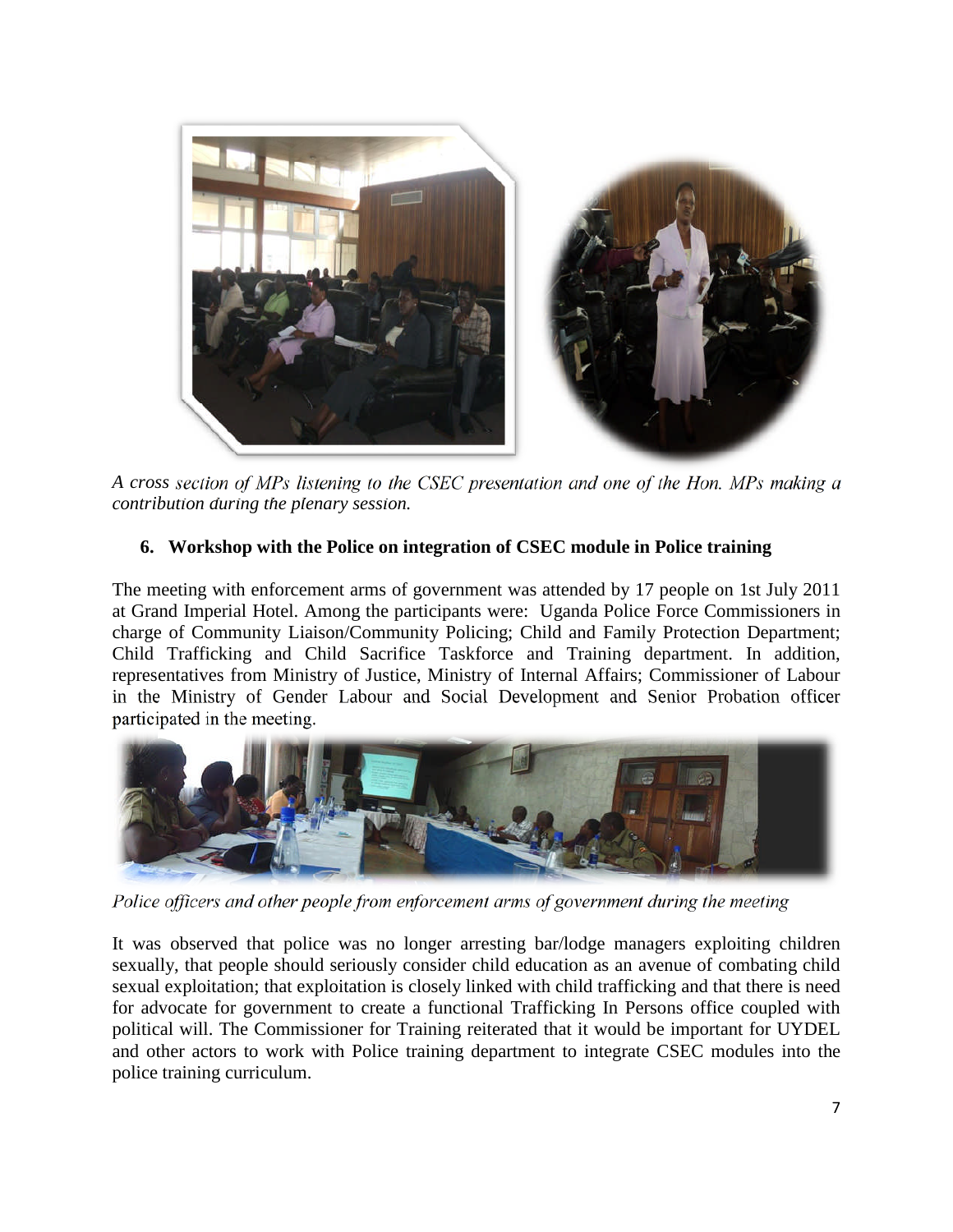*A cross section of MPs listening to the CSEC presentation and one of the Hon. MPs making a contribution during the plenary session.*

## 6. Workshop with the Police on integration of CSEC module in Police training

The meeting with enforcement arms of government was attended by 17 people on 1st July 2011 at Grand Imperial Hotel. Among the participants were: Uganda Police Force Commissioners in charge of Community Liaison/Community Policing; Child and Family Protection Department; Child Trafficking and Child Sacrifice Taskforce and Training department. In addition, representatives from Ministry of Justice, Ministry of Internal Affairs; Commissioner of Labour in the Ministry of Gender Labour and Social Development and Senior Probation officer participated in the meeting.

*Police officers and other people from enforcement arms of government during the meeting*

It was observed that police was no longer arresting bar/lodge managers exploiting children sexually, that people should seriously consider child education as an avenue of combating child sexual exploitation; that exploitation is closely linked with child trafficking and that there is need for advocate for government to create a functional Trafficking In Persons office coupled with political will. The Commissioner for Training reiterated that it would be important for UYDEL and other actors to work with Police training department to integrate CSEC modules into the police training curriculum.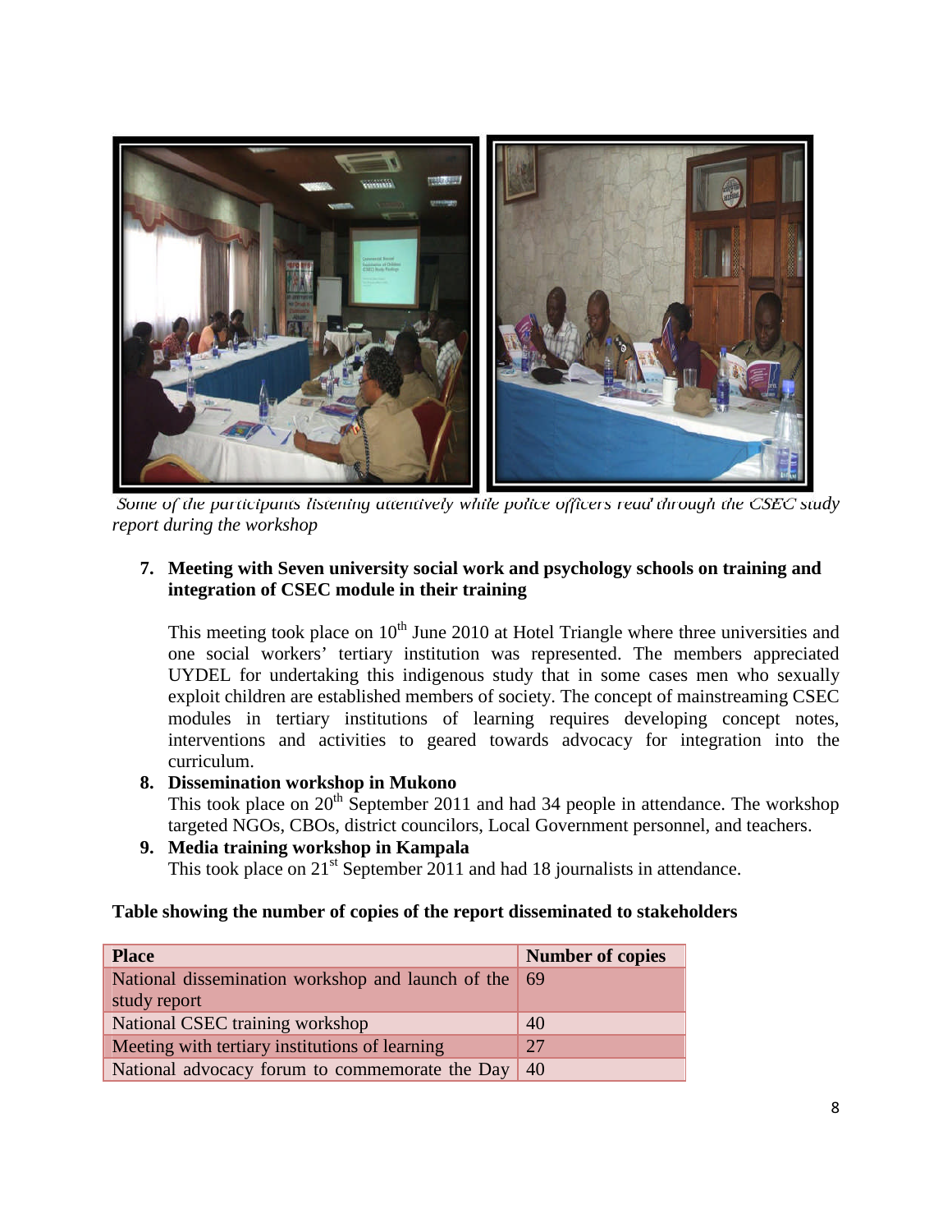*Some of the participants listening attentively while police officers read through the CSEC study report during the workshop*

7. **Meeting with Seven university social work and psychology schools on training and integration of CSEC module in their training**

   This meeting took place on 10th June 2010 at Hotel Triangle where three universities and one social workers' tertiary institution was represented. The members appreciated UYDEL for undertaking this indigenous study that in some cases men who sexually exploit children are established members of society. The concept of mainstreaming CSEC modules in tertiary institutions of learning requires developing concept notes, interventions and activities to geared towards advocacy for integration into the curriculum.

8. **Dissemination workshop in Mukono**
   This took place on 20th September 2011 and had 34 people in attendance. The workshop targeted NGOs, CBOs, district councilors, Local Government personnel, and teachers.

9. **Media training workshop in Kampala**
   This took place on 21st September 2011 and had 18 journalists in attendance.

**Table showing the number of copies of the report disseminated to stakeholders**

| Place | Number of copies |
|---|---|
| National dissemination workshop and launch of the study report | 69 |
| National CSEC training workshop | 40 |
| Meeting with tertiary institutions of learning | 27 |
| National advocacy forum to commemorate the Day | 40 |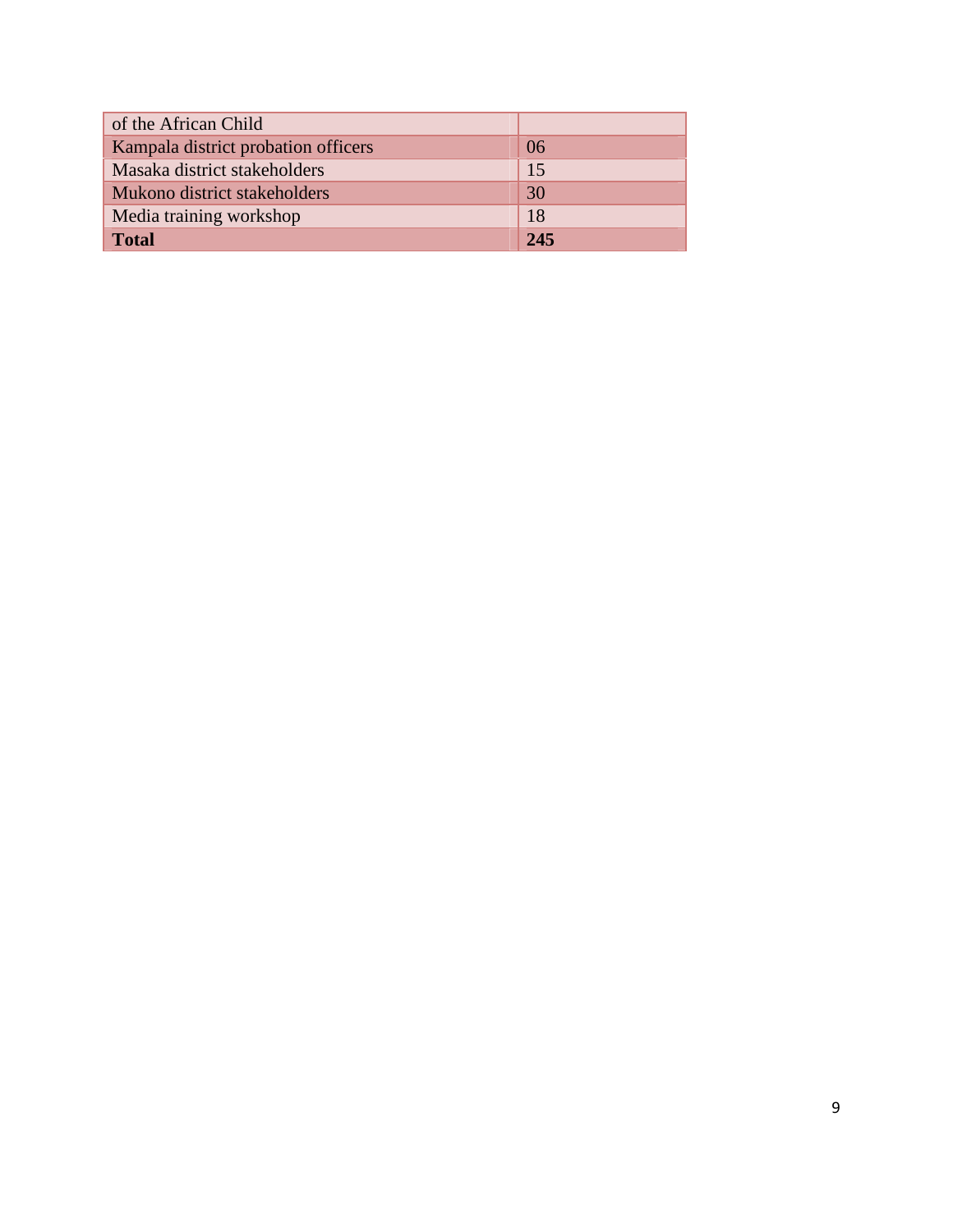| | |
|---|---|
| of the African Child | |
| Kampala district probation officers | 06 |
| Masaka district stakeholders | 15 |
| Mukono district stakeholders | 30 |
| Media training workshop | 18 |
| **Total** | **245** |